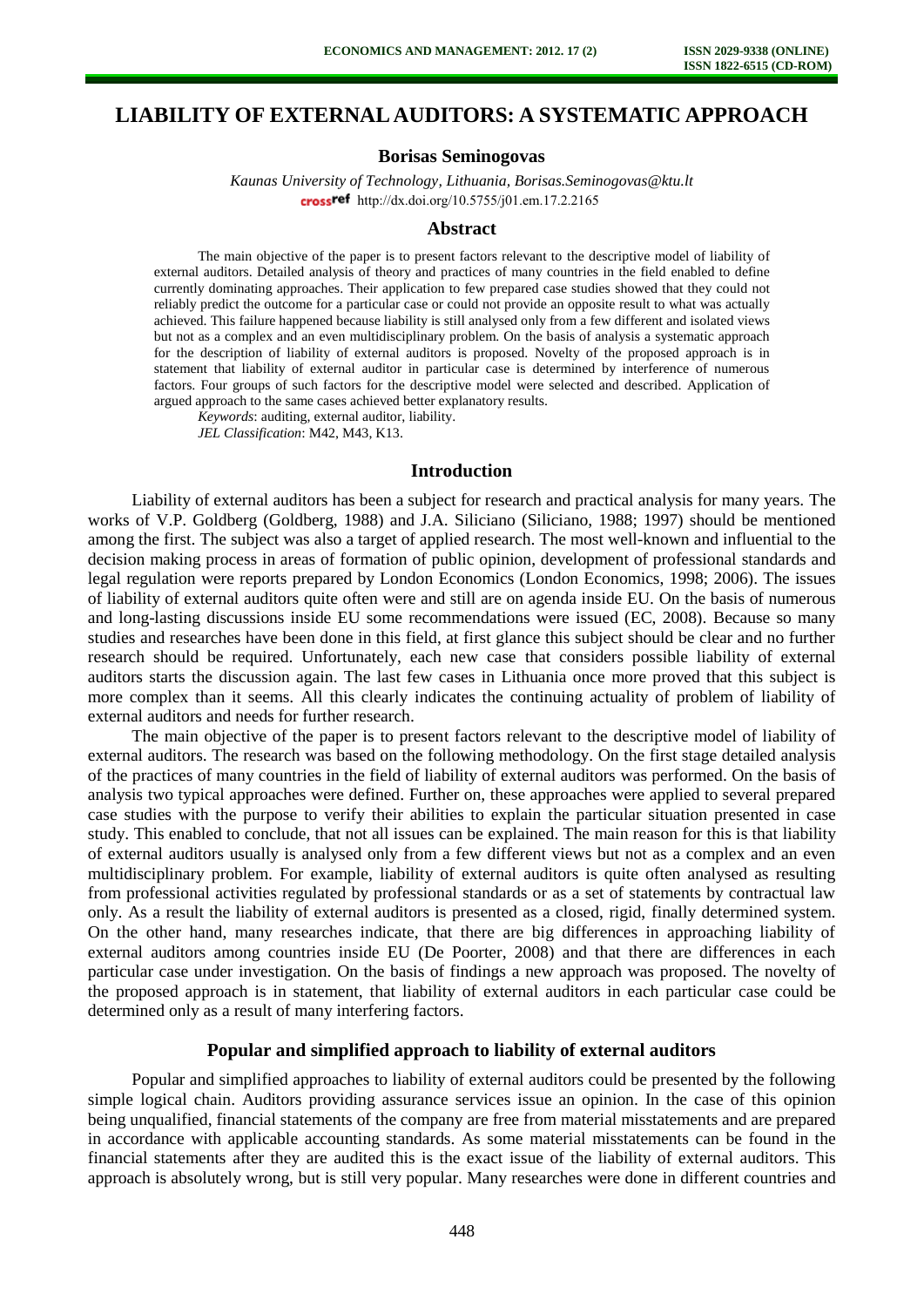# LIABILITY OF EXTERNAL AUDITORS: A SYSTEMATIC APPROACH

**Borisas Seminogovas**

*Kaunas University of Technology, Lithuania, Borisas.Seminogovas@ktu.lt*

http://dx.doi.org/10.5755/j01.em.17.2.2165

## Abstract

The main objective of the paper is to present factors relevant to the descriptive model of liability of external auditors. Detailed analysis of theory and practices of many countries in the field enabled to define currently dominating approaches. Their application to few prepared case studies showed that they could not reliably predict the outcome for a particular case or could not provide an opposite result to what was actually achieved. This failure happened because liability is still analysed only from a few different and isolated views but not as a complex and an even multidisciplinary problem. On the basis of analysis a systematic approach for the description of liability of external auditors is proposed. Novelty of the proposed approach is in statement that liability of external auditor in particular case is determined by interference of numerous factors. Four groups of such factors for the descriptive model were selected and described. Application of argued approach to the same cases achieved better explanatory results.

*Keywords*: auditing, external auditor, liability.

*JEL Classification*: M42, M43, K13.

## Introduction

Liability of external auditors has been a subject for research and practical analysis for many years. The works of V.P. Goldberg (Goldberg, 1988) and J.A. Siliciano (Siliciano, 1988; 1997) should be mentioned among the first. The subject was also a target of applied research. The most well-known and influential to the decision making process in areas of formation of public opinion, development of professional standards and legal regulation were reports prepared by London Economics (London Economics, 1998; 2006). The issues of liability of external auditors quite often were and still are on agenda inside EU. On the basis of numerous and long-lasting discussions inside EU some recommendations were issued (EC, 2008). Because so many studies and researches have been done in this field, at first glance this subject should be clear and no further research should be required. Unfortunately, each new case that considers possible liability of external auditors starts the discussion again. The last few cases in Lithuania once more proved that this subject is more complex than it seems. All this clearly indicates the continuing actuality of problem of liability of external auditors and needs for further research.

The main objective of the paper is to present factors relevant to the descriptive model of liability of external auditors. The research was based on the following methodology. On the first stage detailed analysis of the practices of many countries in the field of liability of external auditors was performed. On the basis of analysis two typical approaches were defined. Further on, these approaches were applied to several prepared case studies with the purpose to verify their abilities to explain the particular situation presented in case study. This enabled to conclude, that not all issues can be explained. The main reason for this is that liability of external auditors usually is analysed only from a few different views but not as a complex and an even multidisciplinary problem. For example, liability of external auditors is quite often analysed as resulting from professional activities regulated by professional standards or as a set of statements by contractual law only. As a result the liability of external auditors is presented as a closed, rigid, finally determined system. On the other hand, many researches indicate, that there are big differences in approaching liability of external auditors among countries inside EU (De Poorter, 2008) and that there are differences in each particular case under investigation. On the basis of findings a new approach was proposed. The novelty of the proposed approach is in statement, that liability of external auditors in each particular case could be determined only as a result of many interfering factors.

## Popular and simplified approach to liability of external auditors

Popular and simplified approaches to liability of external auditors could be presented by the following simple logical chain. Auditors providing assurance services issue an opinion. In the case of this opinion being unqualified, financial statements of the company are free from material misstatements and are prepared in accordance with applicable accounting standards. As some material misstatements can be found in the financial statements after they are audited this is the exact issue of the liability of external auditors. This approach is absolutely wrong, but is still very popular. Many researches were done in different countries and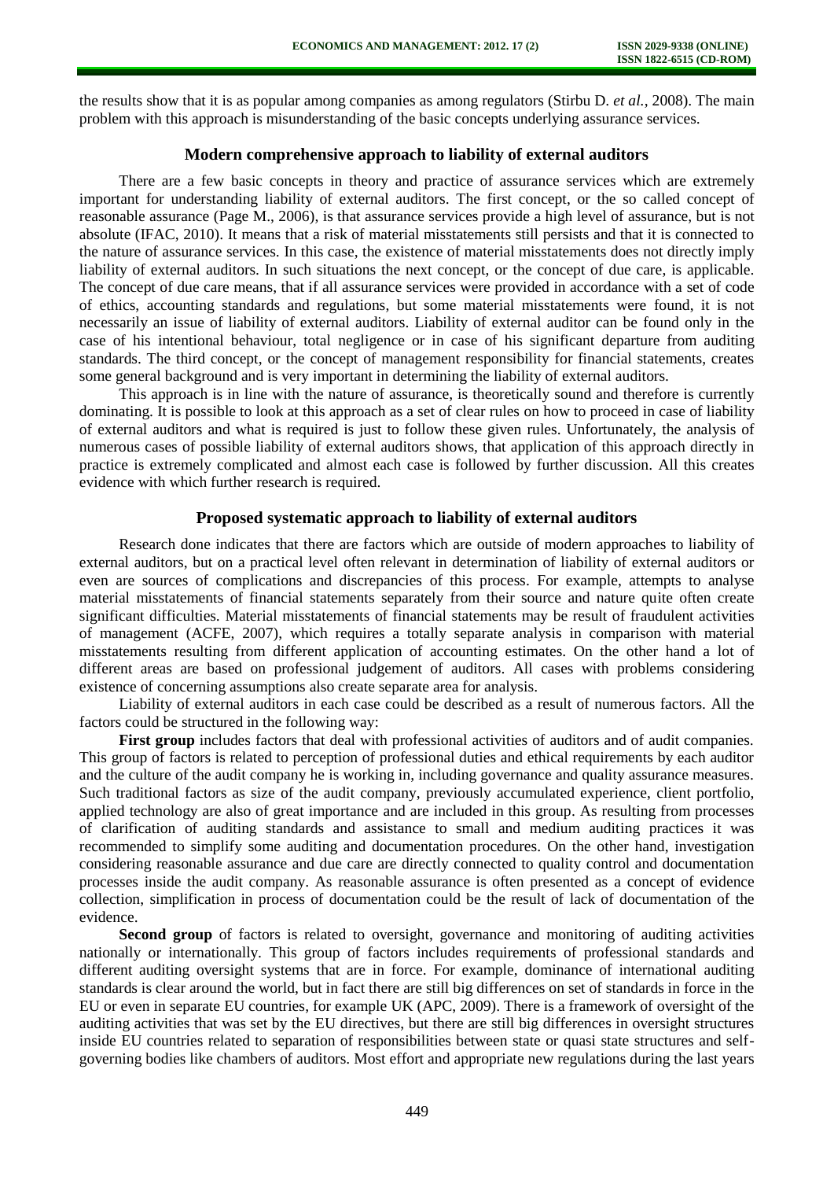the results show that it is as popular among companies as among regulators (Stirbu D. *et al.*, 2008). The main problem with this approach is misunderstanding of the basic concepts underlying assurance services.

## Modern comprehensive approach to liability of external auditors

There are a few basic concepts in theory and practice of assurance services which are extremely important for understanding liability of external auditors. The first concept, or the so called concept of reasonable assurance (Page M., 2006), is that assurance services provide a high level of assurance, but is not absolute (IFAC, 2010). It means that a risk of material misstatements still persists and that it is connected to the nature of assurance services. In this case, the existence of material misstatements does not directly imply liability of external auditors. In such situations the next concept, or the concept of due care, is applicable. The concept of due care means, that if all assurance services were provided in accordance with a set of code of ethics, accounting standards and regulations, but some material misstatements were found, it is not necessarily an issue of liability of external auditors. Liability of external auditor can be found only in the case of his intentional behaviour, total negligence or in case of his significant departure from auditing standards. The third concept, or the concept of management responsibility for financial statements, creates some general background and is very important in determining the liability of external auditors.

This approach is in line with the nature of assurance, is theoretically sound and therefore is currently dominating. It is possible to look at this approach as a set of clear rules on how to proceed in case of liability of external auditors and what is required is just to follow these given rules. Unfortunately, the analysis of numerous cases of possible liability of external auditors shows, that application of this approach directly in practice is extremely complicated and almost each case is followed by further discussion. All this creates evidence with which further research is required.

## Proposed systematic approach to liability of external auditors

Research done indicates that there are factors which are outside of modern approaches to liability of external auditors, but on a practical level often relevant in determination of liability of external auditors or even are sources of complications and discrepancies of this process. For example, attempts to analyse material misstatements of financial statements separately from their source and nature quite often create significant difficulties. Material misstatements of financial statements may be result of fraudulent activities of management (ACFE, 2007), which requires a totally separate analysis in comparison with material misstatements resulting from different application of accounting estimates. On the other hand a lot of different areas are based on professional judgement of auditors. All cases with problems considering existence of concerning assumptions also create separate area for analysis.

Liability of external auditors in each case could be described as a result of numerous factors. All the factors could be structured in the following way:

**First group** includes factors that deal with professional activities of auditors and of audit companies. This group of factors is related to perception of professional duties and ethical requirements by each auditor and the culture of the audit company he is working in, including governance and quality assurance measures. Such traditional factors as size of the audit company, previously accumulated experience, client portfolio, applied technology are also of great importance and are included in this group. As resulting from processes of clarification of auditing standards and assistance to small and medium auditing practices it was recommended to simplify some auditing and documentation procedures. On the other hand, investigation considering reasonable assurance and due care are directly connected to quality control and documentation processes inside the audit company. As reasonable assurance is often presented as a concept of evidence collection, simplification in process of documentation could be the result of lack of documentation of the evidence.

**Second group** of factors is related to oversight, governance and monitoring of auditing activities nationally or internationally. This group of factors includes requirements of professional standards and different auditing oversight systems that are in force. For example, dominance of international auditing standards is clear around the world, but in fact there are still big differences on set of standards in force in the EU or even in separate EU countries, for example UK (APC, 2009). There is a framework of oversight of the auditing activities that was set by the EU directives, but there are still big differences in oversight structures inside EU countries related to separation of responsibilities between state or quasi state structures and self-governing bodies like chambers of auditors. Most effort and appropriate new regulations during the last years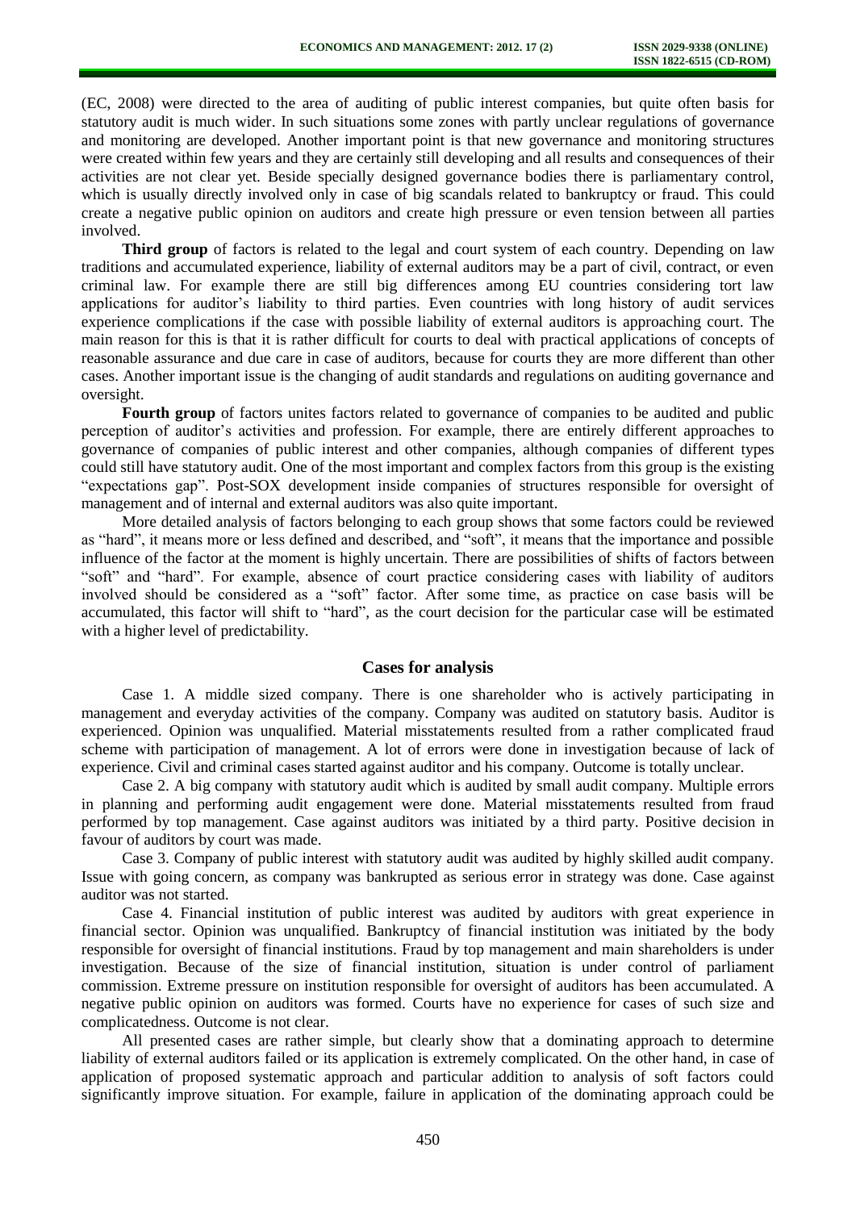(EC, 2008) were directed to the area of auditing of public interest companies, but quite often basis for statutory audit is much wider. In such situations some zones with partly unclear regulations of governance and monitoring are developed. Another important point is that new governance and monitoring structures were created within few years and they are certainly still developing and all results and consequences of their activities are not clear yet. Beside specially designed governance bodies there is parliamentary control, which is usually directly involved only in case of big scandals related to bankruptcy or fraud. This could create a negative public opinion on auditors and create high pressure or even tension between all parties involved.

**Third group** of factors is related to the legal and court system of each country. Depending on law traditions and accumulated experience, liability of external auditors may be a part of civil, contract, or even criminal law. For example there are still big differences among EU countries considering tort law applications for auditor's liability to third parties. Even countries with long history of audit services experience complications if the case with possible liability of external auditors is approaching court. The main reason for this is that it is rather difficult for courts to deal with practical applications of concepts of reasonable assurance and due care in case of auditors, because for courts they are more different than other cases. Another important issue is the changing of audit standards and regulations on auditing governance and oversight.

**Fourth group** of factors unites factors related to governance of companies to be audited and public perception of auditor's activities and profession. For example, there are entirely different approaches to governance of companies of public interest and other companies, although companies of different types could still have statutory audit. One of the most important and complex factors from this group is the existing "expectations gap". Post-SOX development inside companies of structures responsible for oversight of management and of internal and external auditors was also quite important.

More detailed analysis of factors belonging to each group shows that some factors could be reviewed as "hard", it means more or less defined and described, and "soft", it means that the importance and possible influence of the factor at the moment is highly uncertain. There are possibilities of shifts of factors between "soft" and "hard". For example, absence of court practice considering cases with liability of auditors involved should be considered as a "soft" factor. After some time, as practice on case basis will be accumulated, this factor will shift to "hard", as the court decision for the particular case will be estimated with a higher level of predictability.

## Cases for analysis

Case 1. A middle sized company. There is one shareholder who is actively participating in management and everyday activities of the company. Company was audited on statutory basis. Auditor is experienced. Opinion was unqualified. Material misstatements resulted from a rather complicated fraud scheme with participation of management. A lot of errors were done in investigation because of lack of experience. Civil and criminal cases started against auditor and his company. Outcome is totally unclear.

Case 2. A big company with statutory audit which is audited by small audit company. Multiple errors in planning and performing audit engagement were done. Material misstatements resulted from fraud performed by top management. Case against auditors was initiated by a third party. Positive decision in favour of auditors by court was made.

Case 3. Company of public interest with statutory audit was audited by highly skilled audit company. Issue with going concern, as company was bankrupted as serious error in strategy was done. Case against auditor was not started.

Case 4. Financial institution of public interest was audited by auditors with great experience in financial sector. Opinion was unqualified. Bankruptcy of financial institution was initiated by the body responsible for oversight of financial institutions. Fraud by top management and main shareholders is under investigation. Because of the size of financial institution, situation is under control of parliament commission. Extreme pressure on institution responsible for oversight of auditors has been accumulated. A negative public opinion on auditors was formed. Courts have no experience for cases of such size and complicatedness. Outcome is not clear.

All presented cases are rather simple, but clearly show that a dominating approach to determine liability of external auditors failed or its application is extremely complicated. On the other hand, in case of application of proposed systematic approach and particular addition to analysis of soft factors could significantly improve situation. For example, failure in application of the dominating approach could be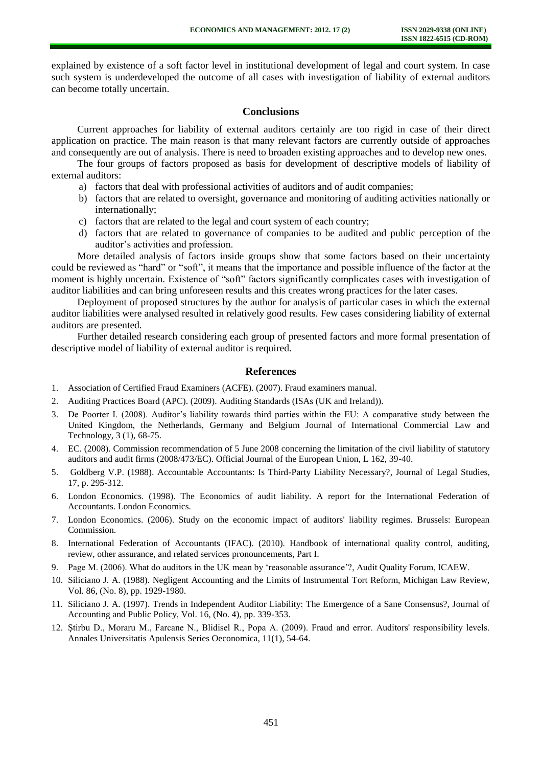explained by existence of a soft factor level in institutional development of legal and court system. In case such system is underdeveloped the outcome of all cases with investigation of liability of external auditors can become totally uncertain.

## Conclusions

Current approaches for liability of external auditors certainly are too rigid in case of their direct application on practice. The main reason is that many relevant factors are currently outside of approaches and consequently are out of analysis. There is need to broaden existing approaches and to develop new ones.

The four groups of factors proposed as basis for development of descriptive models of liability of external auditors:

a) factors that deal with professional activities of auditors and of audit companies;
b) factors that are related to oversight, governance and monitoring of auditing activities nationally or internationally;
c) factors that are related to the legal and court system of each country;
d) factors that are related to governance of companies to be audited and public perception of the auditor's activities and profession.

More detailed analysis of factors inside groups show that some factors based on their uncertainty could be reviewed as "hard" or "soft", it means that the importance and possible influence of the factor at the moment is highly uncertain. Existence of "soft" factors significantly complicates cases with investigation of auditor liabilities and can bring unforeseen results and this creates wrong practices for the later cases.

Deployment of proposed structures by the author for analysis of particular cases in which the external auditor liabilities were analysed resulted in relatively good results. Few cases considering liability of external auditors are presented.

Further detailed research considering each group of presented factors and more formal presentation of descriptive model of liability of external auditor is required.

## References

1. Association of Certified Fraud Examiners (ACFE). (2007). Fraud examiners manual.
2. Auditing Practices Board (APC). (2009). Auditing Standards (ISAs (UK and Ireland)).
3. De Poorter I. (2008). Auditor's liability towards third parties within the EU: A comparative study between the United Kingdom, the Netherlands, Germany and Belgium Journal of International Commercial Law and Technology, 3 (1), 68-75.
4. EC. (2008). Commission recommendation of 5 June 2008 concerning the limitation of the civil liability of statutory auditors and audit firms (2008/473/EC). Official Journal of the European Union, L 162, 39-40.
5. Goldberg V.P. (1988). Accountable Accountants: Is Third-Party Liability Necessary?, Journal of Legal Studies, 17, p. 295-312.
6. London Economics. (1998). The Economics of audit liability. A report for the International Federation of Accountants. London Economics.
7. London Economics. (2006). Study on the economic impact of auditors' liability regimes. Brussels: European Commission.
8. International Federation of Accountants (IFAC). (2010). Handbook of international quality control, auditing, review, other assurance, and related services pronouncements, Part I.
9. Page M. (2006). What do auditors in the UK mean by 'reasonable assurance'?, Audit Quality Forum, ICAEW.
10. Siliciano J. A. (1988). Negligent Accounting and the Limits of Instrumental Tort Reform, Michigan Law Review, Vol. 86, (No. 8), pp. 1929-1980.
11. Siliciano J. A. (1997). Trends in Independent Auditor Liability: The Emergence of a Sane Consensus?, Journal of Accounting and Public Policy, Vol. 16, (No. 4), pp. 339-353.
12. Ştirbu D., Moraru M., Farcane N., Blidisel R., Popa A. (2009). Fraud and error. Auditors' responsibility levels. Annales Universitatis Apulensis Series Oeconomica, 11(1), 54-64.